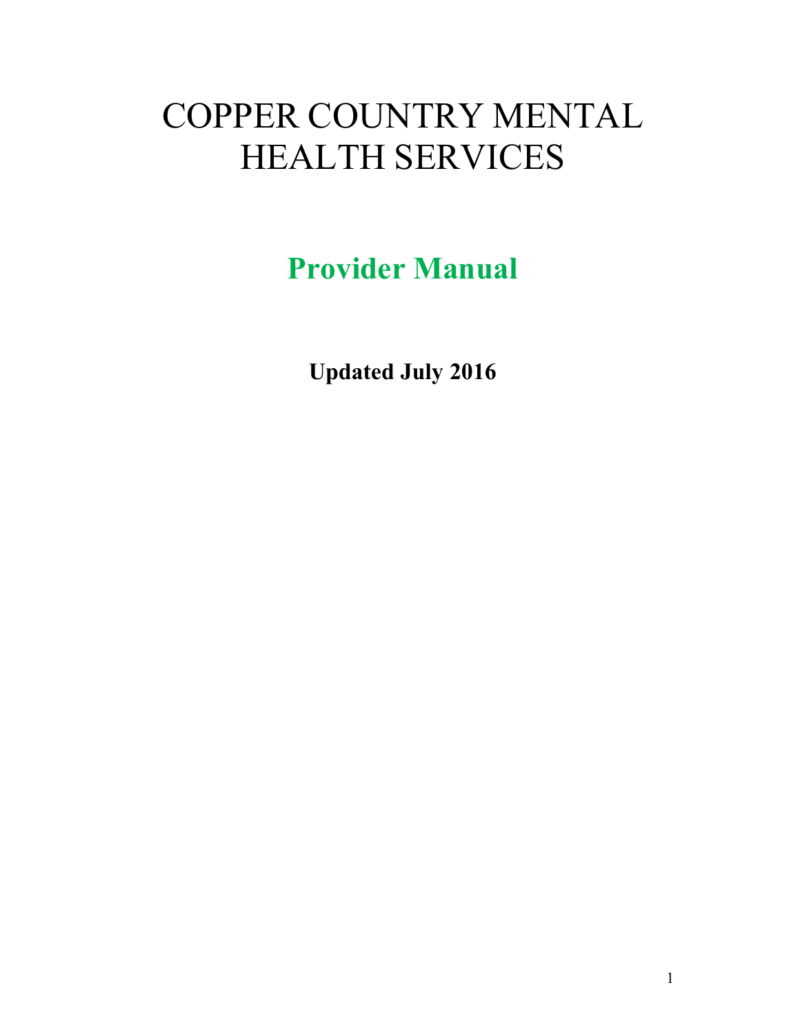# COPPER COUNTRY MENTAL HEALTH SERVICES

## Provider Manual

**Updated July 2016**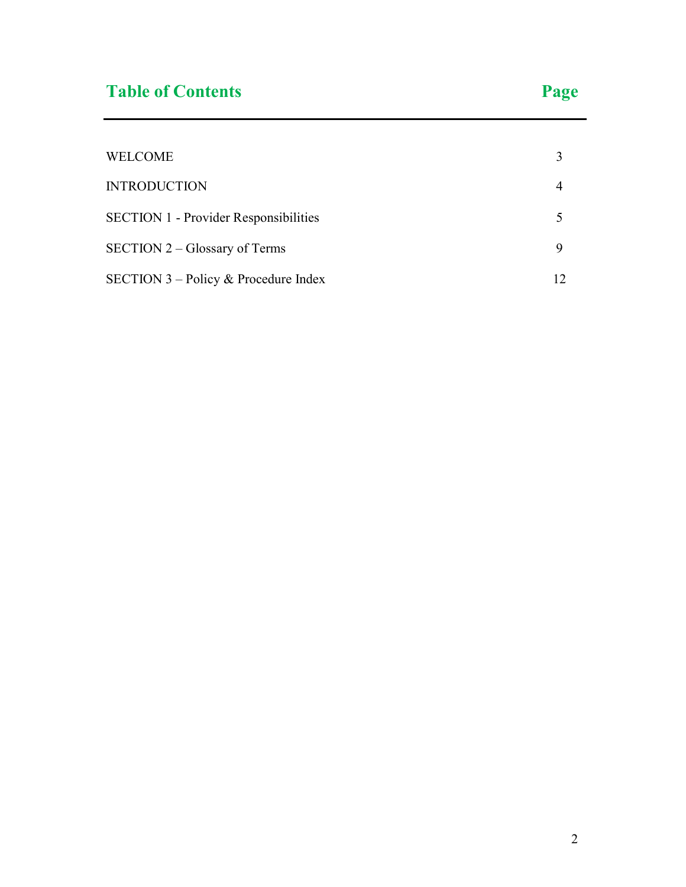## Table of Contents

| Section | Page |
| --- | --- |
| WELCOME | 3 |
| INTRODUCTION | 4 |
| SECTION 1 - Provider Responsibilities | 5 |
| SECTION 2 – Glossary of Terms | 9 |
| SECTION 3 – Policy & Procedure Index | 12 |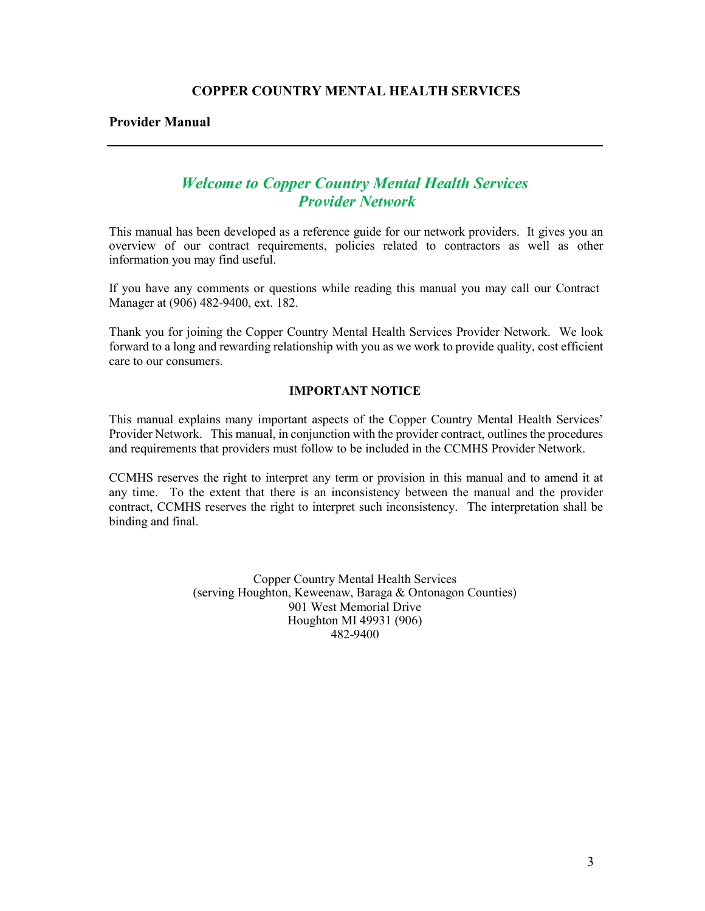# COPPER COUNTRY MENTAL HEALTH SERVICES

**Provider Manual**

---

## *Welcome to Copper Country Mental Health Services Provider Network*

This manual has been developed as a reference guide for our network providers. It gives you an overview of our contract requirements, policies related to contractors as well as other information you may find useful.

If you have any comments or questions while reading this manual you may call our Contract Manager at (906) 482-9400, ext. 182.

Thank you for joining the Copper Country Mental Health Services Provider Network. We look forward to a long and rewarding relationship with you as we work to provide quality, cost efficient care to our consumers.

### IMPORTANT NOTICE

This manual explains many important aspects of the Copper Country Mental Health Services' Provider Network. This manual, in conjunction with the provider contract, outlines the procedures and requirements that providers must follow to be included in the CCMHS Provider Network.

CCMHS reserves the right to interpret any term or provision in this manual and to amend it at any time. To the extent that there is an inconsistency between the manual and the provider contract, CCMHS reserves the right to interpret such inconsistency. The interpretation shall be binding and final.

Copper Country Mental Health Services
(serving Houghton, Keweenaw, Baraga & Ontonagon Counties)
901 West Memorial Drive
Houghton MI 49931 (906)
482-9400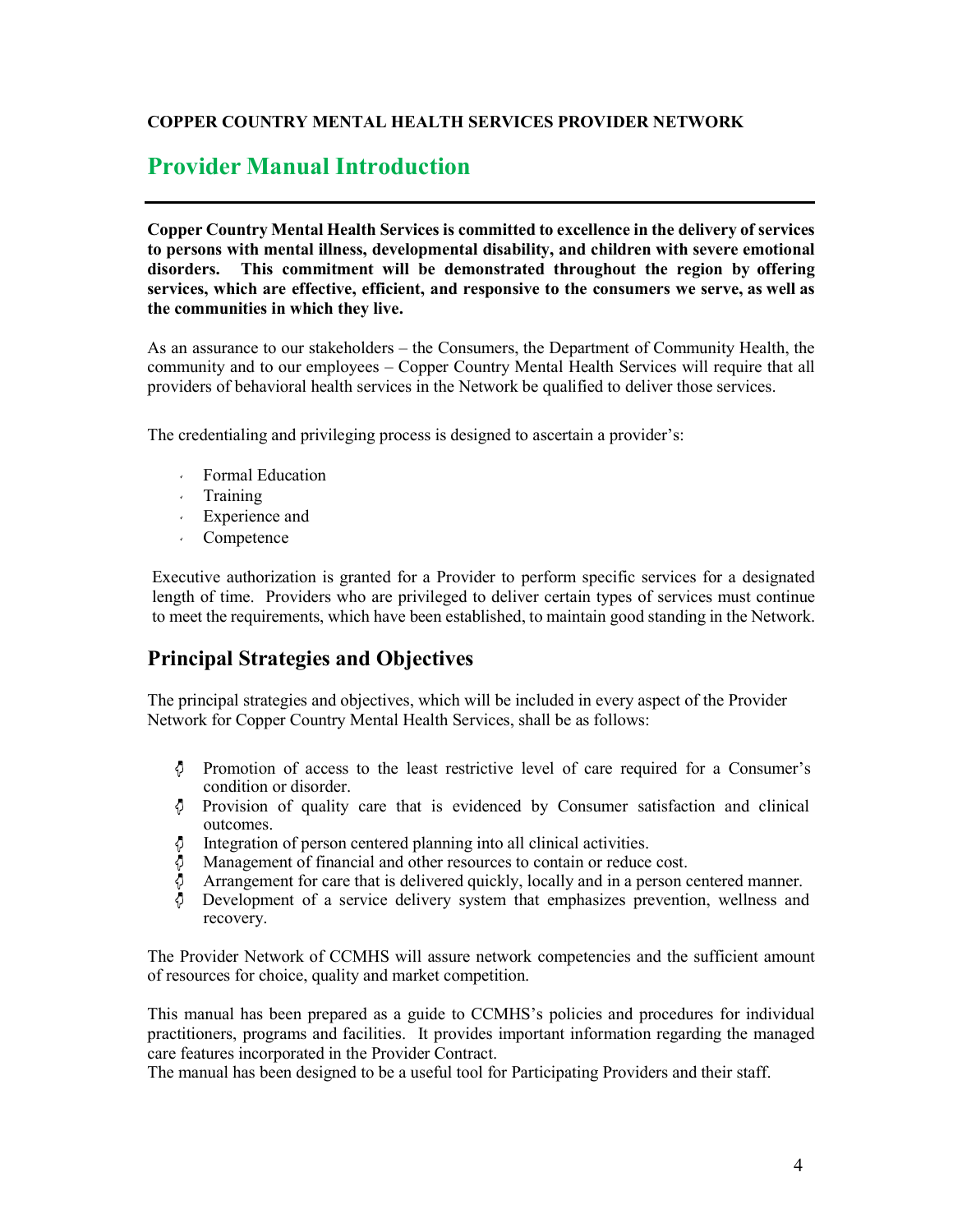**COPPER COUNTRY MENTAL HEALTH SERVICES PROVIDER NETWORK**

# Provider Manual Introduction

**Copper Country Mental Health Services is committed to excellence in the delivery of services to persons with mental illness, developmental disability, and children with severe emotional disorders. This commitment will be demonstrated throughout the region by offering services, which are effective, efficient, and responsive to the consumers we serve, as well as the communities in which they live.**

As an assurance to our stakeholders – the Consumers, the Department of Community Health, the community and to our employees – Copper Country Mental Health Services will require that all providers of behavioral health services in the Network be qualified to deliver those services.

The credentialing and privileging process is designed to ascertain a provider's:

- Formal Education
- Training
- Experience and
- Competence

Executive authorization is granted for a Provider to perform specific services for a designated length of time. Providers who are privileged to deliver certain types of services must continue to meet the requirements, which have been established, to maintain good standing in the Network.

## Principal Strategies and Objectives

The principal strategies and objectives, which will be included in every aspect of the Provider Network for Copper Country Mental Health Services, shall be as follows:

- Promotion of access to the least restrictive level of care required for a Consumer's condition or disorder.
- Provision of quality care that is evidenced by Consumer satisfaction and clinical outcomes.
- Integration of person centered planning into all clinical activities.
- Management of financial and other resources to contain or reduce cost.
- Arrangement for care that is delivered quickly, locally and in a person centered manner.
- Development of a service delivery system that emphasizes prevention, wellness and recovery.

The Provider Network of CCMHS will assure network competencies and the sufficient amount of resources for choice, quality and market competition.

This manual has been prepared as a guide to CCMHS's policies and procedures for individual practitioners, programs and facilities. It provides important information regarding the managed care features incorporated in the Provider Contract.
The manual has been designed to be a useful tool for Participating Providers and their staff.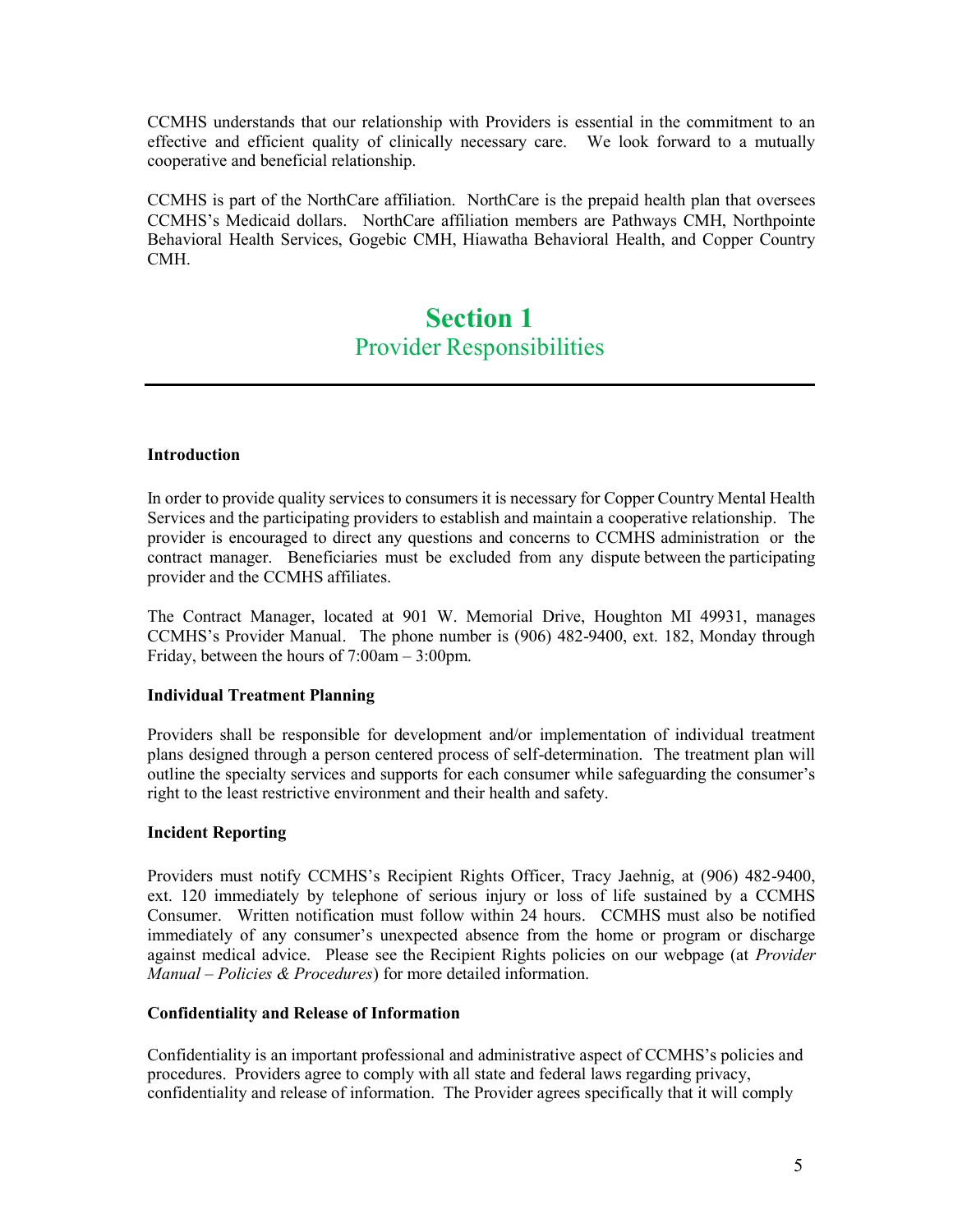CCMHS understands that our relationship with Providers is essential in the commitment to an effective and efficient quality of clinically necessary care. We look forward to a mutually cooperative and beneficial relationship.

CCMHS is part of the NorthCare affiliation. NorthCare is the prepaid health plan that oversees CCMHS's Medicaid dollars. NorthCare affiliation members are Pathways CMH, Northpointe Behavioral Health Services, Gogebic CMH, Hiawatha Behavioral Health, and Copper Country CMH.

# Section 1
## Provider Responsibilities

---

### Introduction

In order to provide quality services to consumers it is necessary for Copper Country Mental Health Services and the participating providers to establish and maintain a cooperative relationship. The provider is encouraged to direct any questions and concerns to CCMHS administration or the contract manager. Beneficiaries must be excluded from any dispute between the participating provider and the CCMHS affiliates.

The Contract Manager, located at 901 W. Memorial Drive, Houghton MI 49931, manages CCMHS's Provider Manual. The phone number is (906) 482-9400, ext. 182, Monday through Friday, between the hours of 7:00am – 3:00pm.

### Individual Treatment Planning

Providers shall be responsible for development and/or implementation of individual treatment plans designed through a person centered process of self-determination. The treatment plan will outline the specialty services and supports for each consumer while safeguarding the consumer's right to the least restrictive environment and their health and safety.

### Incident Reporting

Providers must notify CCMHS's Recipient Rights Officer, Tracy Jaehnig, at (906) 482-9400, ext. 120 immediately by telephone of serious injury or loss of life sustained by a CCMHS Consumer. Written notification must follow within 24 hours. CCMHS must also be notified immediately of any consumer's unexpected absence from the home or program or discharge against medical advice. Please see the Recipient Rights policies on our webpage (at *Provider Manual – Policies & Procedures*) for more detailed information.

### Confidentiality and Release of Information

Confidentiality is an important professional and administrative aspect of CCMHS's policies and procedures. Providers agree to comply with all state and federal laws regarding privacy, confidentiality and release of information. The Provider agrees specifically that it will comply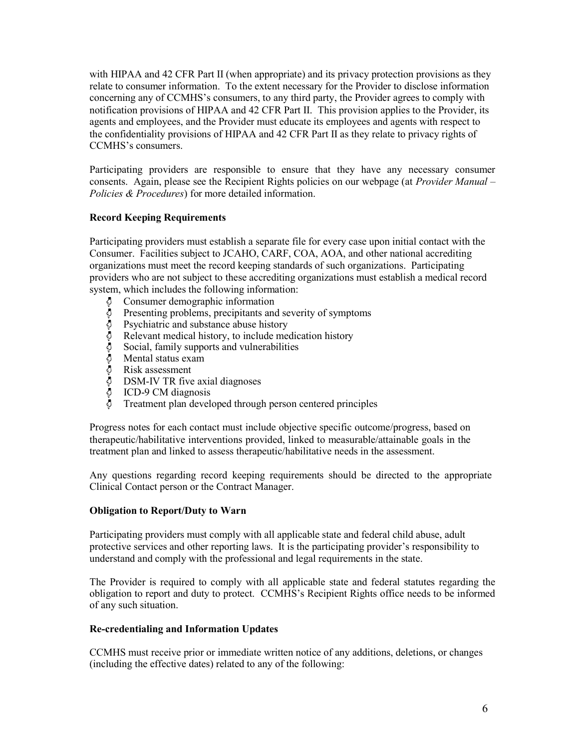with HIPAA and 42 CFR Part II (when appropriate) and its privacy protection provisions as they relate to consumer information. To the extent necessary for the Provider to disclose information concerning any of CCMHS's consumers, to any third party, the Provider agrees to comply with notification provisions of HIPAA and 42 CFR Part II. This provision applies to the Provider, its agents and employees, and the Provider must educate its employees and agents with respect to the confidentiality provisions of HIPAA and 42 CFR Part II as they relate to privacy rights of CCMHS's consumers.

Participating providers are responsible to ensure that they have any necessary consumer consents. Again, please see the Recipient Rights policies on our webpage (at *Provider Manual – Policies & Procedures*) for more detailed information.

**Record Keeping Requirements**

Participating providers must establish a separate file for every case upon initial contact with the Consumer. Facilities subject to JCAHO, CARF, COA, AOA, and other national accrediting organizations must meet the record keeping standards of such organizations. Participating providers who are not subject to these accrediting organizations must establish a medical record system, which includes the following information:

- Consumer demographic information
- Presenting problems, precipitants and severity of symptoms
- Psychiatric and substance abuse history
- Relevant medical history, to include medication history
- Social, family supports and vulnerabilities
- Mental status exam
- Risk assessment
- DSM-IV TR five axial diagnoses
- ICD-9 CM diagnosis
- Treatment plan developed through person centered principles

Progress notes for each contact must include objective specific outcome/progress, based on therapeutic/habilitative interventions provided, linked to measurable/attainable goals in the treatment plan and linked to assess therapeutic/habilitative needs in the assessment.

Any questions regarding record keeping requirements should be directed to the appropriate Clinical Contact person or the Contract Manager.

**Obligation to Report/Duty to Warn**

Participating providers must comply with all applicable state and federal child abuse, adult protective services and other reporting laws. It is the participating provider's responsibility to understand and comply with the professional and legal requirements in the state.

The Provider is required to comply with all applicable state and federal statutes regarding the obligation to report and duty to protect. CCMHS's Recipient Rights office needs to be informed of any such situation.

**Re-credentialing and Information Updates**

CCMHS must receive prior or immediate written notice of any additions, deletions, or changes (including the effective dates) related to any of the following: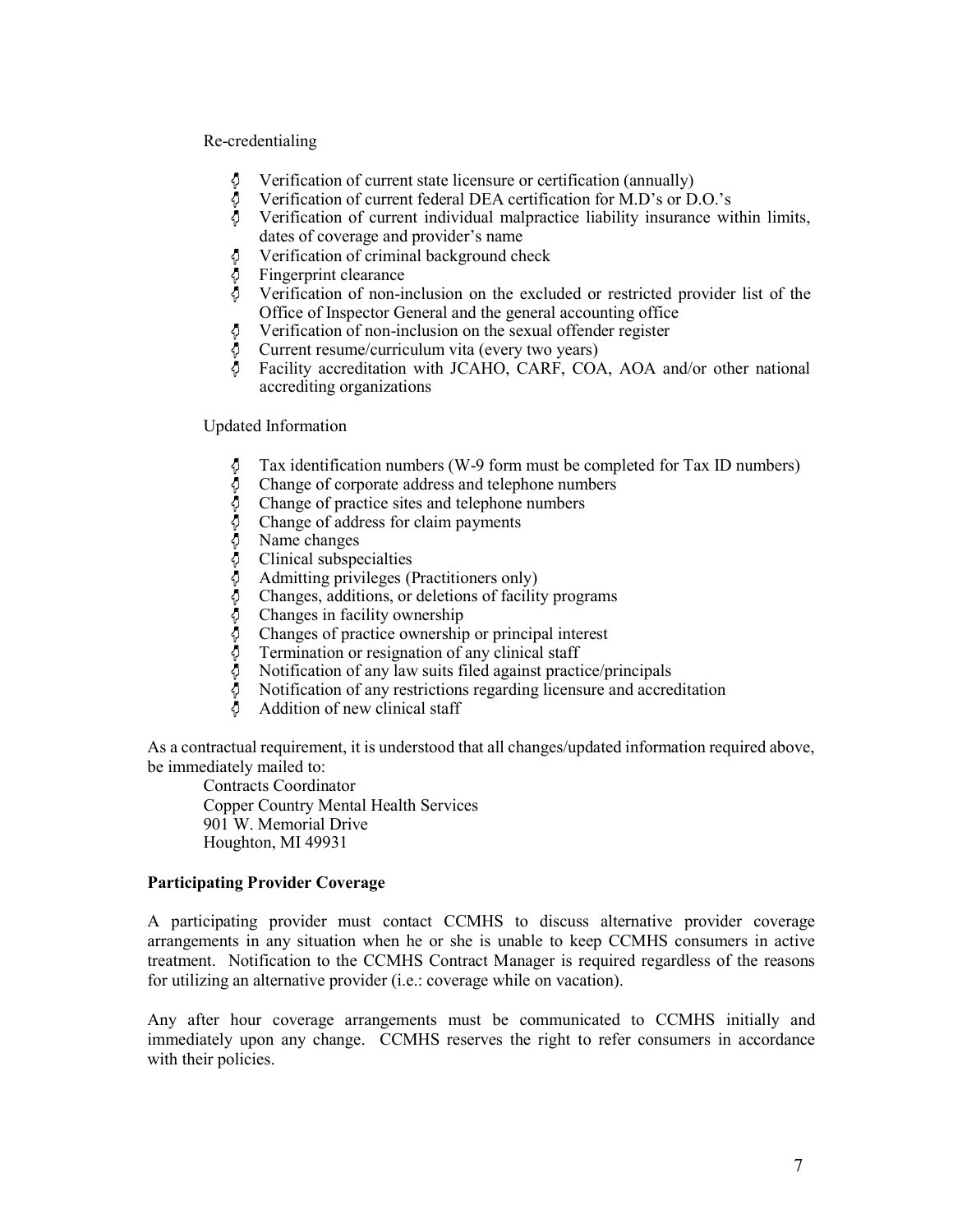Re-credentialing

- Verification of current state licensure or certification (annually)
- Verification of current federal DEA certification for M.D's or D.O.'s
- Verification of current individual malpractice liability insurance within limits, dates of coverage and provider's name
- Verification of criminal background check
- Fingerprint clearance
- Verification of non-inclusion on the excluded or restricted provider list of the Office of Inspector General and the general accounting office
- Verification of non-inclusion on the sexual offender register
- Current resume/curriculum vita (every two years)
- Facility accreditation with JCAHO, CARF, COA, AOA and/or other national accrediting organizations

Updated Information

- Tax identification numbers (W-9 form must be completed for Tax ID numbers)
- Change of corporate address and telephone numbers
- Change of practice sites and telephone numbers
- Change of address for claim payments
- Name changes
- Clinical subspecialties
- Admitting privileges (Practitioners only)
- Changes, additions, or deletions of facility programs
- Changes in facility ownership
- Changes of practice ownership or principal interest
- Termination or resignation of any clinical staff
- Notification of any law suits filed against practice/principals
- Notification of any restrictions regarding licensure and accreditation
- Addition of new clinical staff

As a contractual requirement, it is understood that all changes/updated information required above, be immediately mailed to:

Contracts Coordinator
Copper Country Mental Health Services
901 W. Memorial Drive
Houghton, MI 49931

**Participating Provider Coverage**

A participating provider must contact CCMHS to discuss alternative provider coverage arrangements in any situation when he or she is unable to keep CCMHS consumers in active treatment. Notification to the CCMHS Contract Manager is required regardless of the reasons for utilizing an alternative provider (i.e.: coverage while on vacation).

Any after hour coverage arrangements must be communicated to CCMHS initially and immediately upon any change. CCMHS reserves the right to refer consumers in accordance with their policies.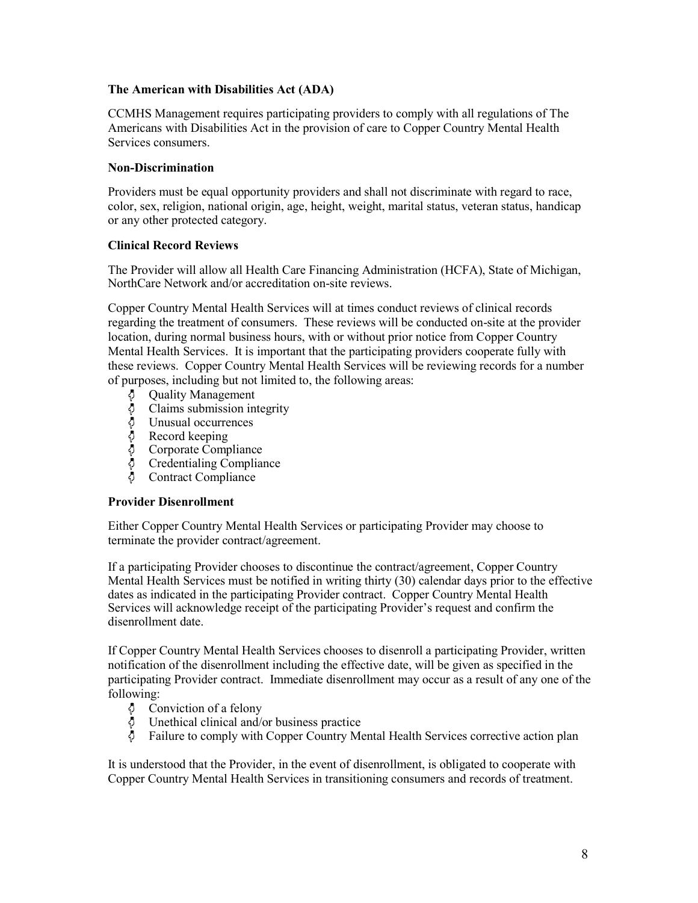**The American with Disabilities Act (ADA)**

CCMHS Management requires participating providers to comply with all regulations of The Americans with Disabilities Act in the provision of care to Copper Country Mental Health Services consumers.

**Non-Discrimination**

Providers must be equal opportunity providers and shall not discriminate with regard to race, color, sex, religion, national origin, age, height, weight, marital status, veteran status, handicap or any other protected category.

**Clinical Record Reviews**

The Provider will allow all Health Care Financing Administration (HCFA), State of Michigan, NorthCare Network and/or accreditation on-site reviews.

Copper Country Mental Health Services will at times conduct reviews of clinical records regarding the treatment of consumers. These reviews will be conducted on-site at the provider location, during normal business hours, with or without prior notice from Copper Country Mental Health Services. It is important that the participating providers cooperate fully with these reviews. Copper Country Mental Health Services will be reviewing records for a number of purposes, including but not limited to, the following areas:

- Quality Management
- Claims submission integrity
- Unusual occurrences
- Record keeping
- Corporate Compliance
- Credentialing Compliance
- Contract Compliance

**Provider Disenrollment**

Either Copper Country Mental Health Services or participating Provider may choose to terminate the provider contract/agreement.

If a participating Provider chooses to discontinue the contract/agreement, Copper Country Mental Health Services must be notified in writing thirty (30) calendar days prior to the effective dates as indicated in the participating Provider contract. Copper Country Mental Health Services will acknowledge receipt of the participating Provider's request and confirm the disenrollment date.

If Copper Country Mental Health Services chooses to disenroll a participating Provider, written notification of the disenrollment including the effective date, will be given as specified in the participating Provider contract. Immediate disenrollment may occur as a result of any one of the following:

- Conviction of a felony
- Unethical clinical and/or business practice
- Failure to comply with Copper Country Mental Health Services corrective action plan

It is understood that the Provider, in the event of disenrollment, is obligated to cooperate with Copper Country Mental Health Services in transitioning consumers and records of treatment.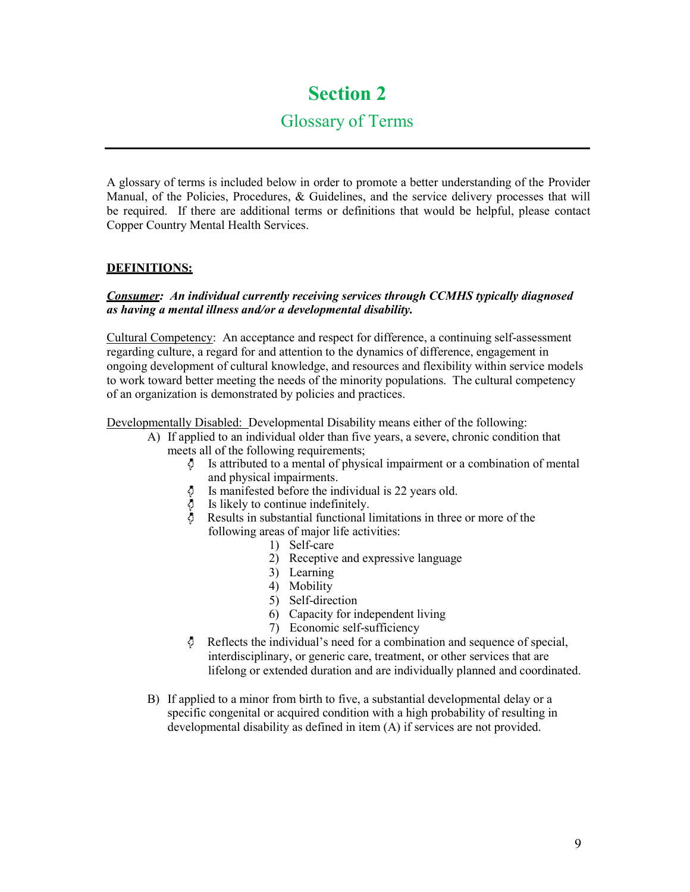# Section 2

## Glossary of Terms

A glossary of terms is included below in order to promote a better understanding of the Provider Manual, of the Policies, Procedures, & Guidelines, and the service delivery processes that will be required. If there are additional terms or definitions that would be helpful, please contact Copper Country Mental Health Services.

**DEFINITIONS:**

***Consumer*: An individual currently receiving services through CCMHS typically diagnosed as having a mental illness and/or a developmental disability.**

Cultural Competency: An acceptance and respect for difference, a continuing self-assessment regarding culture, a regard for and attention to the dynamics of difference, engagement in ongoing development of cultural knowledge, and resources and flexibility within service models to work toward better meeting the needs of the minority populations. The cultural competency of an organization is demonstrated by policies and practices.

Developmentally Disabled: Developmental Disability means either of the following:

A) If applied to an individual older than five years, a severe, chronic condition that meets all of the following requirements;
   - Is attributed to a mental of physical impairment or a combination of mental and physical impairments.
   - Is manifested before the individual is 22 years old.
   - Is likely to continue indefinitely.
   - Results in substantial functional limitations in three or more of the following areas of major life activities:
     1) Self-care
     2) Receptive and expressive language
     3) Learning
     4) Mobility
     5) Self-direction
     6) Capacity for independent living
     7) Economic self-sufficiency
   - Reflects the individual's need for a combination and sequence of special, interdisciplinary, or generic care, treatment, or other services that are lifelong or extended duration and are individually planned and coordinated.

B) If applied to a minor from birth to five, a substantial developmental delay or a specific congenital or acquired condition with a high probability of resulting in developmental disability as defined in item (A) if services are not provided.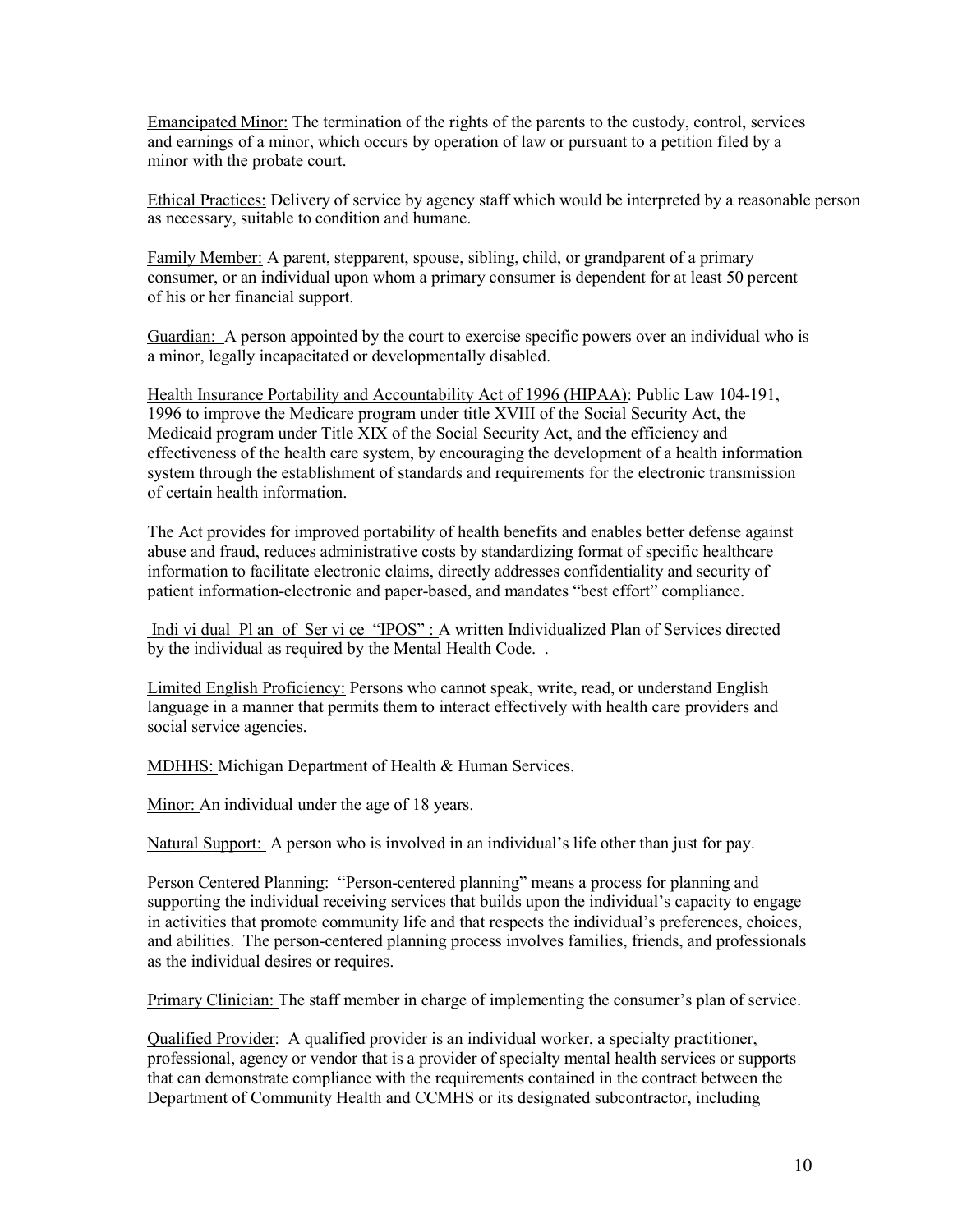Emancipated Minor: The termination of the rights of the parents to the custody, control, services and earnings of a minor, which occurs by operation of law or pursuant to a petition filed by a minor with the probate court.

Ethical Practices: Delivery of service by agency staff which would be interpreted by a reasonable person as necessary, suitable to condition and humane.

Family Member: A parent, stepparent, spouse, sibling, child, or grandparent of a primary consumer, or an individual upon whom a primary consumer is dependent for at least 50 percent of his or her financial support.

Guardian: A person appointed by the court to exercise specific powers over an individual who is a minor, legally incapacitated or developmentally disabled.

Health Insurance Portability and Accountability Act of 1996 (HIPAA): Public Law 104-191, 1996 to improve the Medicare program under title XVIII of the Social Security Act, the Medicaid program under Title XIX of the Social Security Act, and the efficiency and effectiveness of the health care system, by encouraging the development of a health information system through the establishment of standards and requirements for the electronic transmission of certain health information.

The Act provides for improved portability of health benefits and enables better defense against abuse and fraud, reduces administrative costs by standardizing format of specific healthcare information to facilitate electronic claims, directly addresses confidentiality and security of patient information-electronic and paper-based, and mandates "best effort" compliance.

Individual Plan of Service "IPOS": A written Individualized Plan of Services directed by the individual as required by the Mental Health Code. .

Limited English Proficiency: Persons who cannot speak, write, read, or understand English language in a manner that permits them to interact effectively with health care providers and social service agencies.

MDHHS: Michigan Department of Health & Human Services.

Minor: An individual under the age of 18 years.

Natural Support: A person who is involved in an individual's life other than just for pay.

Person Centered Planning: "Person-centered planning" means a process for planning and supporting the individual receiving services that builds upon the individual's capacity to engage in activities that promote community life and that respects the individual's preferences, choices, and abilities. The person-centered planning process involves families, friends, and professionals as the individual desires or requires.

Primary Clinician: The staff member in charge of implementing the consumer's plan of service.

Qualified Provider: A qualified provider is an individual worker, a specialty practitioner, professional, agency or vendor that is a provider of specialty mental health services or supports that can demonstrate compliance with the requirements contained in the contract between the Department of Community Health and CCMHS or its designated subcontractor, including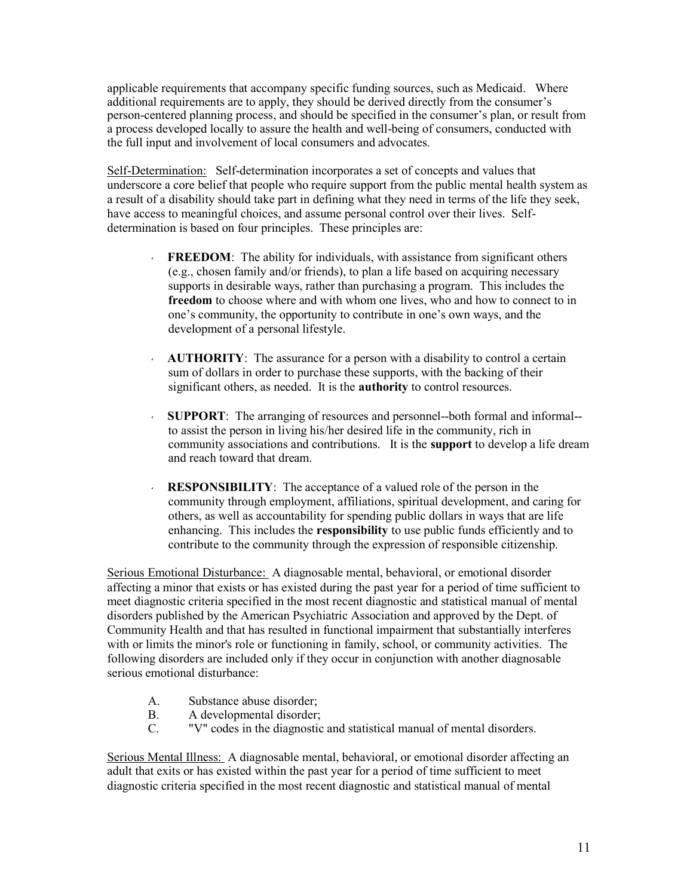applicable requirements that accompany specific funding sources, such as Medicaid. Where additional requirements are to apply, they should be derived directly from the consumer's person-centered planning process, and should be specified in the consumer's plan, or result from a process developed locally to assure the health and well-being of consumers, conducted with the full input and involvement of local consumers and advocates.

Self-Determination: Self-determination incorporates a set of concepts and values that underscore a core belief that people who require support from the public mental health system as a result of a disability should take part in defining what they need in terms of the life they seek, have access to meaningful choices, and assume personal control over their lives. Self-determination is based on four principles. These principles are:

- **FREEDOM**: The ability for individuals, with assistance from significant others (e.g., chosen family and/or friends), to plan a life based on acquiring necessary supports in desirable ways, rather than purchasing a program. This includes the **freedom** to choose where and with whom one lives, who and how to connect to in one's community, the opportunity to contribute in one's own ways, and the development of a personal lifestyle.

- **AUTHORITY**: The assurance for a person with a disability to control a certain sum of dollars in order to purchase these supports, with the backing of their significant others, as needed. It is the **authority** to control resources.

- **SUPPORT**: The arranging of resources and personnel--both formal and informal--to assist the person in living his/her desired life in the community, rich in community associations and contributions. It is the **support** to develop a life dream and reach toward that dream.

- **RESPONSIBILITY**: The acceptance of a valued role of the person in the community through employment, affiliations, spiritual development, and caring for others, as well as accountability for spending public dollars in ways that are life enhancing. This includes the **responsibility** to use public funds efficiently and to contribute to the community through the expression of responsible citizenship.

Serious Emotional Disturbance: A diagnosable mental, behavioral, or emotional disorder affecting a minor that exists or has existed during the past year for a period of time sufficient to meet diagnostic criteria specified in the most recent diagnostic and statistical manual of mental disorders published by the American Psychiatric Association and approved by the Dept. of Community Health and that has resulted in functional impairment that substantially interferes with or limits the minor's role or functioning in family, school, or community activities. The following disorders are included only if they occur in conjunction with another diagnosable serious emotional disturbance:

A. Substance abuse disorder;
B. A developmental disorder;
C. "V" codes in the diagnostic and statistical manual of mental disorders.

Serious Mental Illness: A diagnosable mental, behavioral, or emotional disorder affecting an adult that exits or has existed within the past year for a period of time sufficient to meet diagnostic criteria specified in the most recent diagnostic and statistical manual of mental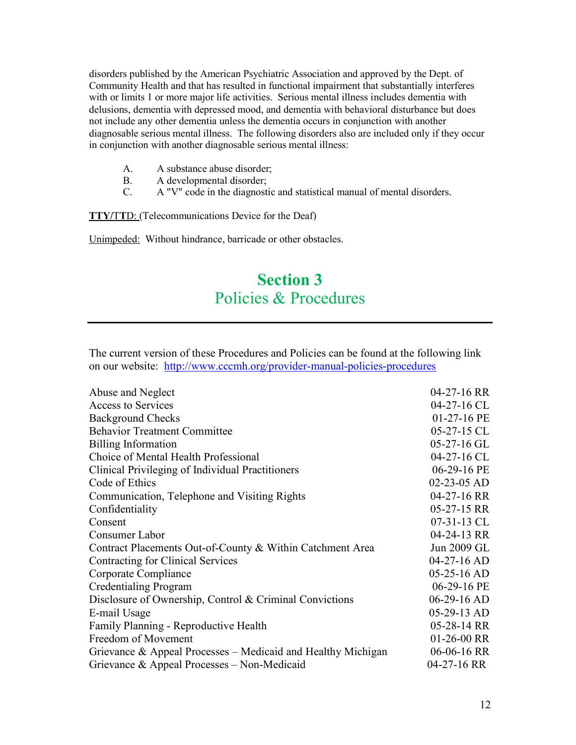disorders published by the American Psychiatric Association and approved by the Dept. of Community Health and that has resulted in functional impairment that substantially interferes with or limits 1 or more major life activities. Serious mental illness includes dementia with delusions, dementia with depressed mood, and dementia with behavioral disturbance but does not include any other dementia unless the dementia occurs in conjunction with another diagnosable serious mental illness. The following disorders also are included only if they occur in conjunction with another diagnosable serious mental illness:

- A. A substance abuse disorder;
- B. A developmental disorder;
- C. A "V" code in the diagnostic and statistical manual of mental disorders.

**TTY/TT**D: (Telecommunications Device for the Deaf)

Unimpeded: Without hindrance, barricade or other obstacles.

# Section 3
## Policies & Procedures

---

The current version of these Procedures and Policies can be found at the following link on our website: http://www.cccmh.org/provider-manual-policies-procedures

| | |
|---|---|
| Abuse and Neglect | 04-27-16 RR |
| Access to Services | 04-27-16 CL |
| Background Checks | 01-27-16 PE |
| Behavior Treatment Committee | 05-27-15 CL |
| Billing Information | 05-27-16 GL |
| Choice of Mental Health Professional | 04-27-16 CL |
| Clinical Privileging of Individual Practitioners | 06-29-16 PE |
| Code of Ethics | 02-23-05 AD |
| Communication, Telephone and Visiting Rights | 04-27-16 RR |
| Confidentiality | 05-27-15 RR |
| Consent | 07-31-13 CL |
| Consumer Labor | 04-24-13 RR |
| Contract Placements Out-of-County & Within Catchment Area | Jun 2009 GL |
| Contracting for Clinical Services | 04-27-16 AD |
| Corporate Compliance | 05-25-16 AD |
| Credentialing Program | 06-29-16 PE |
| Disclosure of Ownership, Control & Criminal Convictions | 06-29-16 AD |
| E-mail Usage | 05-29-13 AD |
| Family Planning - Reproductive Health | 05-28-14 RR |
| Freedom of Movement | 01-26-00 RR |
| Grievance & Appeal Processes – Medicaid and Healthy Michigan | 06-06-16 RR |
| Grievance & Appeal Processes – Non-Medicaid | 04-27-16 RR |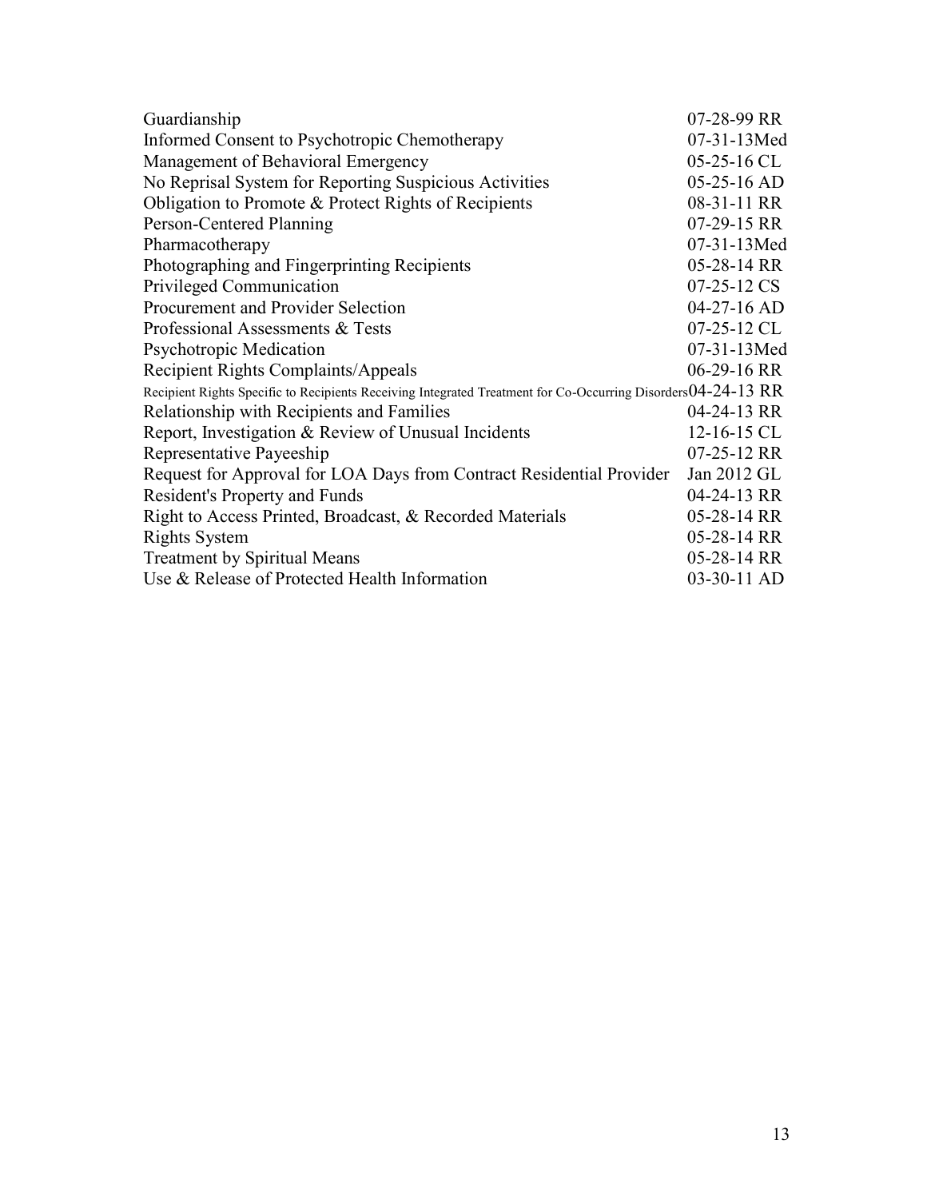| | |
|---|---|
| Guardianship | 07-28-99 RR |
| Informed Consent to Psychotropic Chemotherapy | 07-31-13Med |
| Management of Behavioral Emergency | 05-25-16 CL |
| No Reprisal System for Reporting Suspicious Activities | 05-25-16 AD |
| Obligation to Promote & Protect Rights of Recipients | 08-31-11 RR |
| Person-Centered Planning | 07-29-15 RR |
| Pharmacotherapy | 07-31-13Med |
| Photographing and Fingerprinting Recipients | 05-28-14 RR |
| Privileged Communication | 07-25-12 CS |
| Procurement and Provider Selection | 04-27-16 AD |
| Professional Assessments & Tests | 07-25-12 CL |
| Psychotropic Medication | 07-31-13Med |
| Recipient Rights Complaints/Appeals | 06-29-16 RR |
| Recipient Rights Specific to Recipients Receiving Integrated Treatment for Co-Occurring Disorders | 04-24-13 RR |
| Relationship with Recipients and Families | 04-24-13 RR |
| Report, Investigation & Review of Unusual Incidents | 12-16-15 CL |
| Representative Payeeship | 07-25-12 RR |
| Request for Approval for LOA Days from Contract Residential Provider | Jan 2012 GL |
| Resident's Property and Funds | 04-24-13 RR |
| Right to Access Printed, Broadcast, & Recorded Materials | 05-28-14 RR |
| Rights System | 05-28-14 RR |
| Treatment by Spiritual Means | 05-28-14 RR |
| Use & Release of Protected Health Information | 03-30-11 AD |